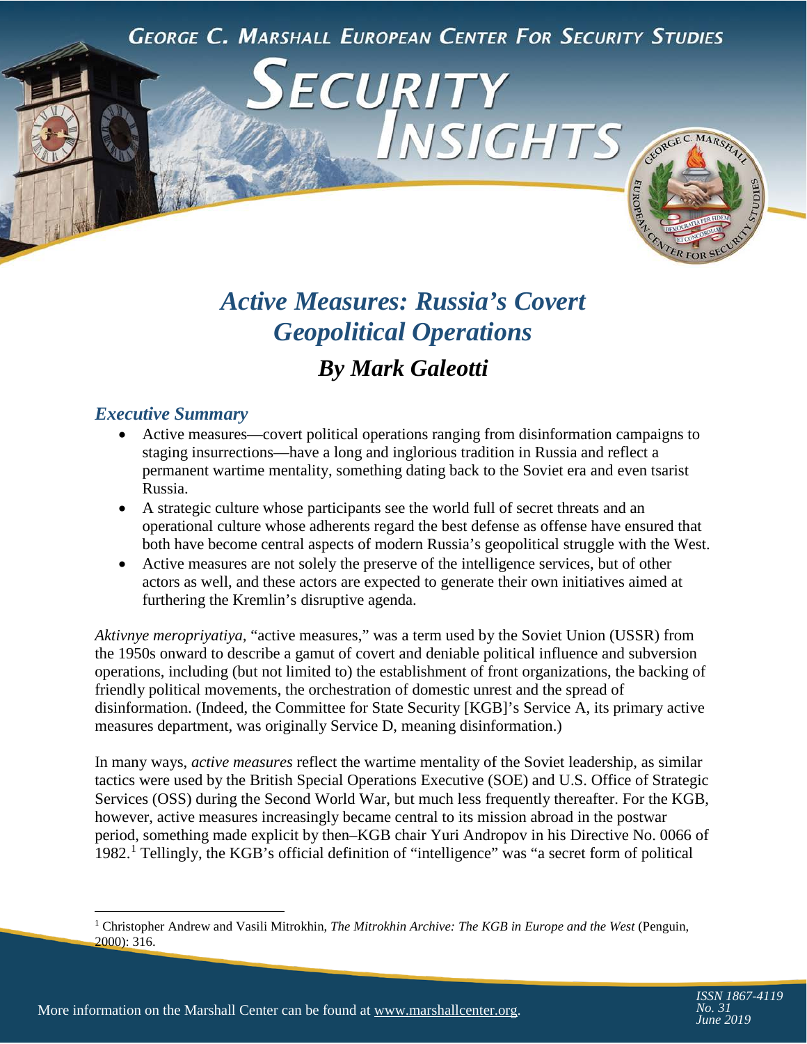George C. Marshall European Center For Security Studies

# Security Insights

## *Active Measures: Russia's Covert Geopolitical Operations*

### *By Mark Galeotti*

### *Executive Summary*

- Active measures—covert political operations ranging from disinformation campaigns to staging insurrections—have a long and inglorious tradition in Russia and reflect a permanent wartime mentality, something dating back to the Soviet era and even tsarist Russia.
- A strategic culture whose participants see the world full of secret threats and an operational culture whose adherents regard the best defense as offense have ensured that both have become central aspects of modern Russia's geopolitical struggle with the West.
- Active measures are not solely the preserve of the intelligence services, but of other actors as well, and these actors are expected to generate their own initiatives aimed at furthering the Kremlin's disruptive agenda.

*Aktivnye meropriyatiya,* "active measures," was a term used by the Soviet Union (USSR) from the 1950s onward to describe a gamut of covert and deniable political influence and subversion operations, including (but not limited to) the establishment of front organizations, the backing of friendly political movements, the orchestration of domestic unrest and the spread of disinformation. (Indeed, the Committee for State Security [KGB]'s Service A, its primary active measures department, was originally Service D, meaning disinformation.)

In many ways, *active measures* reflect the wartime mentality of the Soviet leadership, as similar tactics were used by the British Special Operations Executive (SOE) and U.S. Office of Strategic Services (OSS) during the Second World War, but much less frequently thereafter. For the KGB, however, active measures increasingly became central to its mission abroad in the postwar period, something made explicit by then–KGB chair Yuri Andropov in his Directive No. 0066 of 1982.[1] Tellingly, the KGB's official definition of "intelligence" was "a secret form of political

[1] Christopher Andrew and Vasili Mitrokhin, *The Mitrokhin Archive: The KGB in Europe and the West* (Penguin, 2000): 316.

More information on the Marshall Center can be found at www.marshallcenter.org.

ISSN 1867-4119
No. 31
June 2019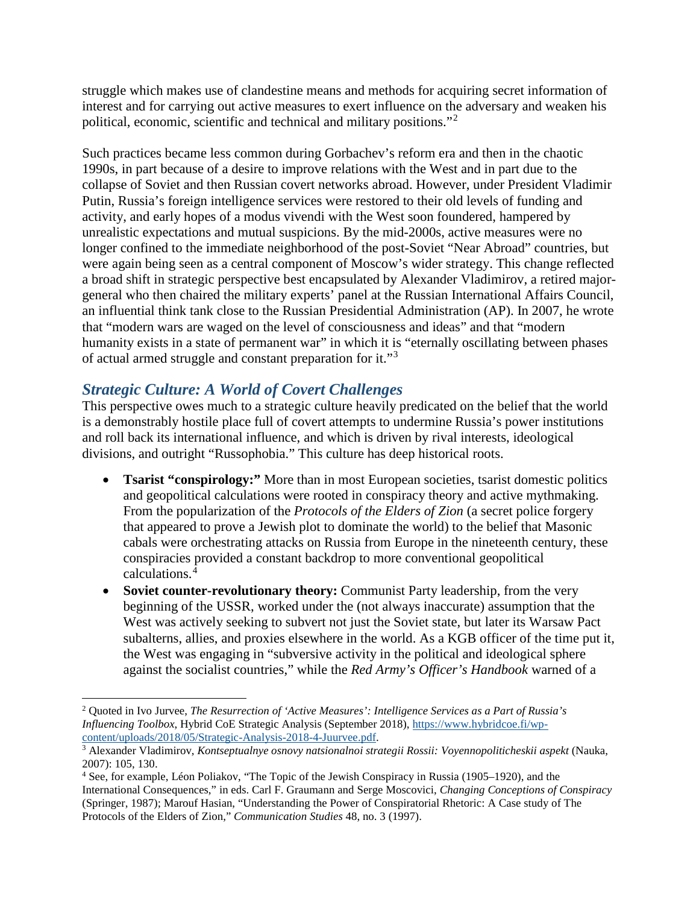struggle which makes use of clandestine means and methods for acquiring secret information of interest and for carrying out active measures to exert influence on the adversary and weaken his political, economic, scientific and technical and military positions."[2]

Such practices became less common during Gorbachev's reform era and then in the chaotic 1990s, in part because of a desire to improve relations with the West and in part due to the collapse of Soviet and then Russian covert networks abroad. However, under President Vladimir Putin, Russia's foreign intelligence services were restored to their old levels of funding and activity, and early hopes of a modus vivendi with the West soon foundered, hampered by unrealistic expectations and mutual suspicions. By the mid-2000s, active measures were no longer confined to the immediate neighborhood of the post-Soviet "Near Abroad" countries, but were again being seen as a central component of Moscow's wider strategy. This change reflected a broad shift in strategic perspective best encapsulated by Alexander Vladimirov, a retired major-general who then chaired the military experts' panel at the Russian International Affairs Council, an influential think tank close to the Russian Presidential Administration (AP). In 2007, he wrote that "modern wars are waged on the level of consciousness and ideas" and that "modern humanity exists in a state of permanent war" in which it is "eternally oscillating between phases of actual armed struggle and constant preparation for it."[3]

## *Strategic Culture: A World of Covert Challenges*

This perspective owes much to a strategic culture heavily predicated on the belief that the world is a demonstrably hostile place full of covert attempts to undermine Russia's power institutions and roll back its international influence, and which is driven by rival interests, ideological divisions, and outright "Russophobia." This culture has deep historical roots.

- **Tsarist "conspirology:"** More than in most European societies, tsarist domestic politics and geopolitical calculations were rooted in conspiracy theory and active mythmaking. From the popularization of the *Protocols of the Elders of Zion* (a secret police forgery that appeared to prove a Jewish plot to dominate the world) to the belief that Masonic cabals were orchestrating attacks on Russia from Europe in the nineteenth century, these conspiracies provided a constant backdrop to more conventional geopolitical calculations.[4]
- **Soviet counter-revolutionary theory:** Communist Party leadership, from the very beginning of the USSR, worked under the (not always inaccurate) assumption that the West was actively seeking to subvert not just the Soviet state, but later its Warsaw Pact subalterns, allies, and proxies elsewhere in the world. As a KGB officer of the time put it, the West was engaging in "subversive activity in the political and ideological sphere against the socialist countries," while the *Red Army's Officer's Handbook* warned of a

---

[2] Quoted in Ivo Jurvee, *The Resurrection of 'Active Measures': Intelligence Services as a Part of Russia's Influencing Toolbox*, Hybrid CoE Strategic Analysis (September 2018), https://www.hybridcoe.fi/wp-content/uploads/2018/05/Strategic-Analysis-2018-4-Juurvee.pdf.

[3] Alexander Vladimirov, *Kontseptualnye osnovy natsionalnoi strategii Rossii: Voyennopoliticheskii aspekt* (Nauka, 2007): 105, 130.

[4] See, for example, Léon Poliakov, "The Topic of the Jewish Conspiracy in Russia (1905–1920), and the International Consequences," in eds. Carl F. Graumann and Serge Moscovici, *Changing Conceptions of Conspiracy* (Springer, 1987); Marouf Hasian, "Understanding the Power of Conspiratorial Rhetoric: A Case study of The Protocols of the Elders of Zion," *Communication Studies* 48, no. 3 (1997).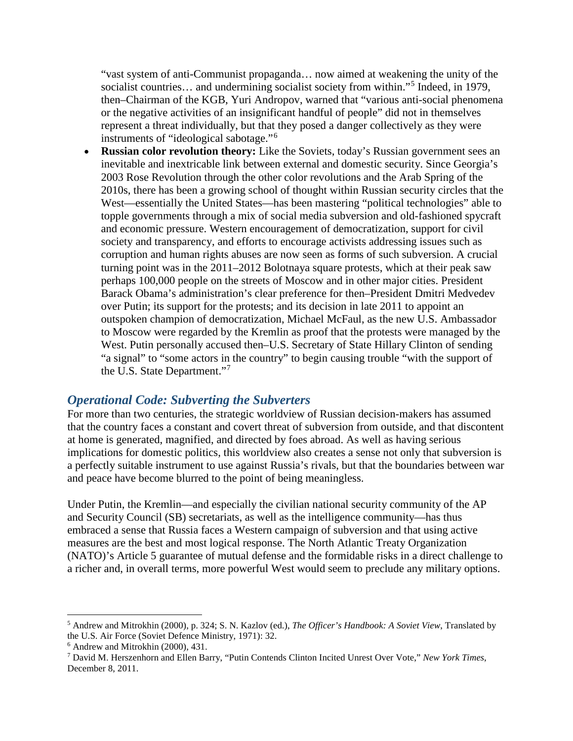"vast system of anti-Communist propaganda… now aimed at weakening the unity of the socialist countries… and undermining socialist society from within."[5] Indeed, in 1979, then–Chairman of the KGB, Yuri Andropov, warned that "various anti-social phenomena or the negative activities of an insignificant handful of people" did not in themselves represent a threat individually, but that they posed a danger collectively as they were instruments of "ideological sabotage."[6]

- **Russian color revolution theory:** Like the Soviets, today's Russian government sees an inevitable and inextricable link between external and domestic security. Since Georgia's 2003 Rose Revolution through the other color revolutions and the Arab Spring of the 2010s, there has been a growing school of thought within Russian security circles that the West—essentially the United States—has been mastering "political technologies" able to topple governments through a mix of social media subversion and old-fashioned spycraft and economic pressure. Western encouragement of democratization, support for civil society and transparency, and efforts to encourage activists addressing issues such as corruption and human rights abuses are now seen as forms of such subversion. A crucial turning point was in the 2011–2012 Bolotnaya square protests, which at their peak saw perhaps 100,000 people on the streets of Moscow and in other major cities. President Barack Obama's administration's clear preference for then–President Dmitri Medvedev over Putin; its support for the protests; and its decision in late 2011 to appoint an outspoken champion of democratization, Michael McFaul, as the new U.S. Ambassador to Moscow were regarded by the Kremlin as proof that the protests were managed by the West. Putin personally accused then–U.S. Secretary of State Hillary Clinton of sending "a signal" to "some actors in the country" to begin causing trouble "with the support of the U.S. State Department."[7]

## *Operational Code: Subverting the Subverters*

For more than two centuries, the strategic worldview of Russian decision-makers has assumed that the country faces a constant and covert threat of subversion from outside, and that discontent at home is generated, magnified, and directed by foes abroad. As well as having serious implications for domestic politics, this worldview also creates a sense not only that subversion is a perfectly suitable instrument to use against Russia's rivals, but that the boundaries between war and peace have become blurred to the point of being meaningless.

Under Putin, the Kremlin—and especially the civilian national security community of the AP and Security Council (SB) secretariats, as well as the intelligence community—has thus embraced a sense that Russia faces a Western campaign of subversion and that using active measures are the best and most logical response. The North Atlantic Treaty Organization (NATO)'s Article 5 guarantee of mutual defense and the formidable risks in a direct challenge to a richer and, in overall terms, more powerful West would seem to preclude any military options.

---

[5] Andrew and Mitrokhin (2000), p. 324; S. N. Kazlov (ed.), *The Officer's Handbook: A Soviet View*, Translated by the U.S. Air Force (Soviet Defence Ministry, 1971): 32.

[6] Andrew and Mitrokhin (2000), 431.

[7] David M. Herszenhorn and Ellen Barry, "Putin Contends Clinton Incited Unrest Over Vote," *New York Times*, December 8, 2011.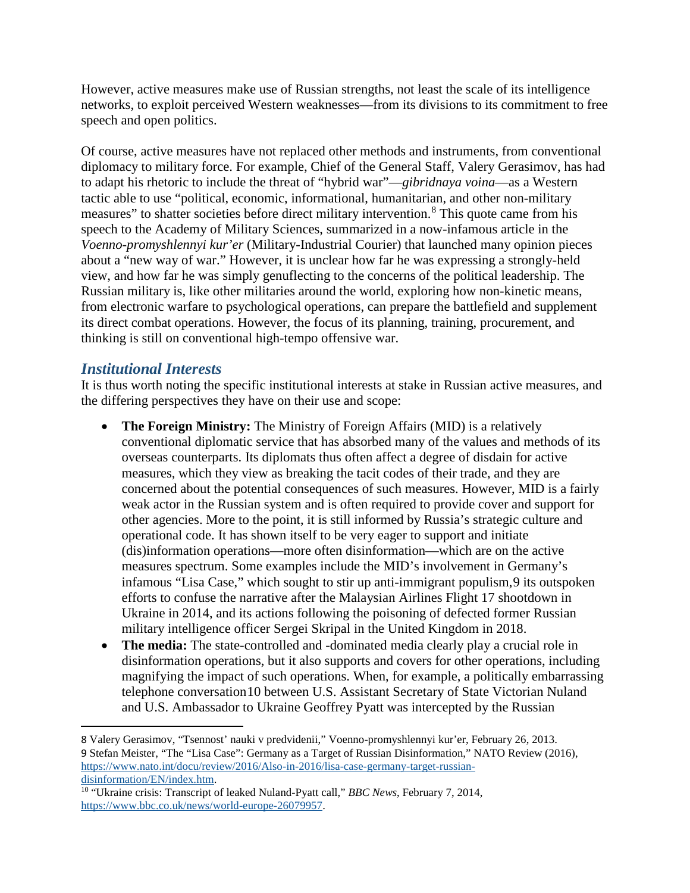However, active measures make use of Russian strengths, not least the scale of its intelligence networks, to exploit perceived Western weaknesses—from its divisions to its commitment to free speech and open politics.

Of course, active measures have not replaced other methods and instruments, from conventional diplomacy to military force. For example, Chief of the General Staff, Valery Gerasimov, has had to adapt his rhetoric to include the threat of "hybrid war"—*gibridnaya voina*—as a Western tactic able to use "political, economic, informational, humanitarian, and other non-military measures" to shatter societies before direct military intervention.[8] This quote came from his speech to the Academy of Military Sciences, summarized in a now-infamous article in the *Voenno-promyshlennyi kur'er* (Military-Industrial Courier) that launched many opinion pieces about a "new way of war." However, it is unclear how far he was expressing a strongly-held view, and how far he was simply genuflecting to the concerns of the political leadership. The Russian military is, like other militaries around the world, exploring how non-kinetic means, from electronic warfare to psychological operations, can prepare the battlefield and supplement its direct combat operations. However, the focus of its planning, training, procurement, and thinking is still on conventional high-tempo offensive war.

## *Institutional Interests*

It is thus worth noting the specific institutional interests at stake in Russian active measures, and the differing perspectives they have on their use and scope:

- **The Foreign Ministry:** The Ministry of Foreign Affairs (MID) is a relatively conventional diplomatic service that has absorbed many of the values and methods of its overseas counterparts. Its diplomats thus often affect a degree of disdain for active measures, which they view as breaking the tacit codes of their trade, and they are concerned about the potential consequences of such measures. However, MID is a fairly weak actor in the Russian system and is often required to provide cover and support for other agencies. More to the point, it is still informed by Russia's strategic culture and operational code. It has shown itself to be very eager to support and initiate (dis)information operations—more often disinformation—which are on the active measures spectrum. Some examples include the MID's involvement in Germany's infamous "Lisa Case," which sought to stir up anti-immigrant populism,[9] its outspoken efforts to confuse the narrative after the Malaysian Airlines Flight 17 shootdown in Ukraine in 2014, and its actions following the poisoning of defected former Russian military intelligence officer Sergei Skripal in the United Kingdom in 2018.
- **The media:** The state-controlled and -dominated media clearly play a crucial role in disinformation operations, but it also supports and covers for other operations, including magnifying the impact of such operations. When, for example, a politically embarrassing telephone conversation[10] between U.S. Assistant Secretary of State Victorian Nuland and U.S. Ambassador to Ukraine Geoffrey Pyatt was intercepted by the Russian

---

8 Valery Gerasimov, "Tsennost' nauki v predvidenii," Voenno-promyshlennyi kur'er, February 26, 2013.

9 Stefan Meister, "The "Lisa Case": Germany as a Target of Russian Disinformation," NATO Review (2016), https://www.nato.int/docu/review/2016/Also-in-2016/lisa-case-germany-target-russian-disinformation/EN/index.htm.

10 "Ukraine crisis: Transcript of leaked Nuland-Pyatt call," *BBC News*, February 7, 2014, https://www.bbc.co.uk/news/world-europe-26079957.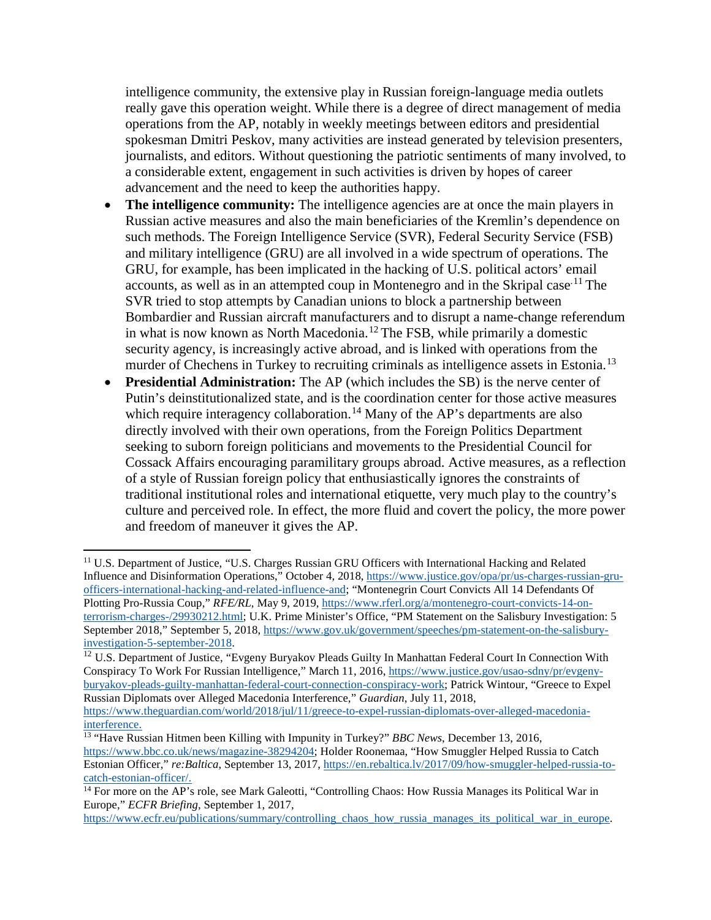intelligence community, the extensive play in Russian foreign-language media outlets really gave this operation weight. While there is a degree of direct management of media operations from the AP, notably in weekly meetings between editors and presidential spokesman Dmitri Peskov, many activities are instead generated by television presenters, journalists, and editors. Without questioning the patriotic sentiments of many involved, to a considerable extent, engagement in such activities is driven by hopes of career advancement and the need to keep the authorities happy.

- **The intelligence community:** The intelligence agencies are at once the main players in Russian active measures and also the main beneficiaries of the Kremlin's dependence on such methods. The Foreign Intelligence Service (SVR), Federal Security Service (FSB) and military intelligence (GRU) are all involved in a wide spectrum of operations. The GRU, for example, has been implicated in the hacking of U.S. political actors' email accounts, as well as in an attempted coup in Montenegro and in the Skripal case.[11] The SVR tried to stop attempts by Canadian unions to block a partnership between Bombardier and Russian aircraft manufacturers and to disrupt a name-change referendum in what is now known as North Macedonia.[12] The FSB, while primarily a domestic security agency, is increasingly active abroad, and is linked with operations from the murder of Chechens in Turkey to recruiting criminals as intelligence assets in Estonia.[13]
- **Presidential Administration:** The AP (which includes the SB) is the nerve center of Putin's deinstitutionalized state, and is the coordination center for those active measures which require interagency collaboration.[14] Many of the AP's departments are also directly involved with their own operations, from the Foreign Politics Department seeking to suborn foreign politicians and movements to the Presidential Council for Cossack Affairs encouraging paramilitary groups abroad. Active measures, as a reflection of a style of Russian foreign policy that enthusiastically ignores the constraints of traditional institutional roles and international etiquette, very much play to the country's culture and perceived role. In effect, the more fluid and covert the policy, the more power and freedom of maneuver it gives the AP.

---

[11] U.S. Department of Justice, "U.S. Charges Russian GRU Officers with International Hacking and Related Influence and Disinformation Operations," October 4, 2018, https://www.justice.gov/opa/pr/us-charges-russian-gru-officers-international-hacking-and-related-influence-and; "Montenegrin Court Convicts All 14 Defendants Of Plotting Pro-Russia Coup," *RFE/RL*, May 9, 2019, https://www.rferl.org/a/montenegro-court-convicts-14-on-terrorism-charges-/29930212.html; U.K. Prime Minister's Office, "PM Statement on the Salisbury Investigation: 5 September 2018," September 5, 2018, https://www.gov.uk/government/speeches/pm-statement-on-the-salisbury-investigation-5-september-2018.

[12] U.S. Department of Justice, "Evgeny Buryakov Pleads Guilty In Manhattan Federal Court In Connection With Conspiracy To Work For Russian Intelligence," March 11, 2016, https://www.justice.gov/usao-sdny/pr/evgeny-buryakov-pleads-guilty-manhattan-federal-court-connection-conspiracy-work; Patrick Wintour, "Greece to Expel Russian Diplomats over Alleged Macedonia Interference," *Guardian*, July 11, 2018, https://www.theguardian.com/world/2018/jul/11/greece-to-expel-russian-diplomats-over-alleged-macedonia-interference.

[13] "Have Russian Hitmen been Killing with Impunity in Turkey?" *BBC News*, December 13, 2016, https://www.bbc.co.uk/news/magazine-38294204; Holder Roonemaa, "How Smuggler Helped Russia to Catch Estonian Officer," *re:Baltica*, September 13, 2017, https://en.rebaltica.lv/2017/09/how-smuggler-helped-russia-to-catch-estonian-officer/.

[14] For more on the AP's role, see Mark Galeotti, "Controlling Chaos: How Russia Manages its Political War in Europe," *ECFR Briefing*, September 1, 2017, https://www.ecfr.eu/publications/summary/controlling_chaos_how_russia_manages_its_political_war_in_europe.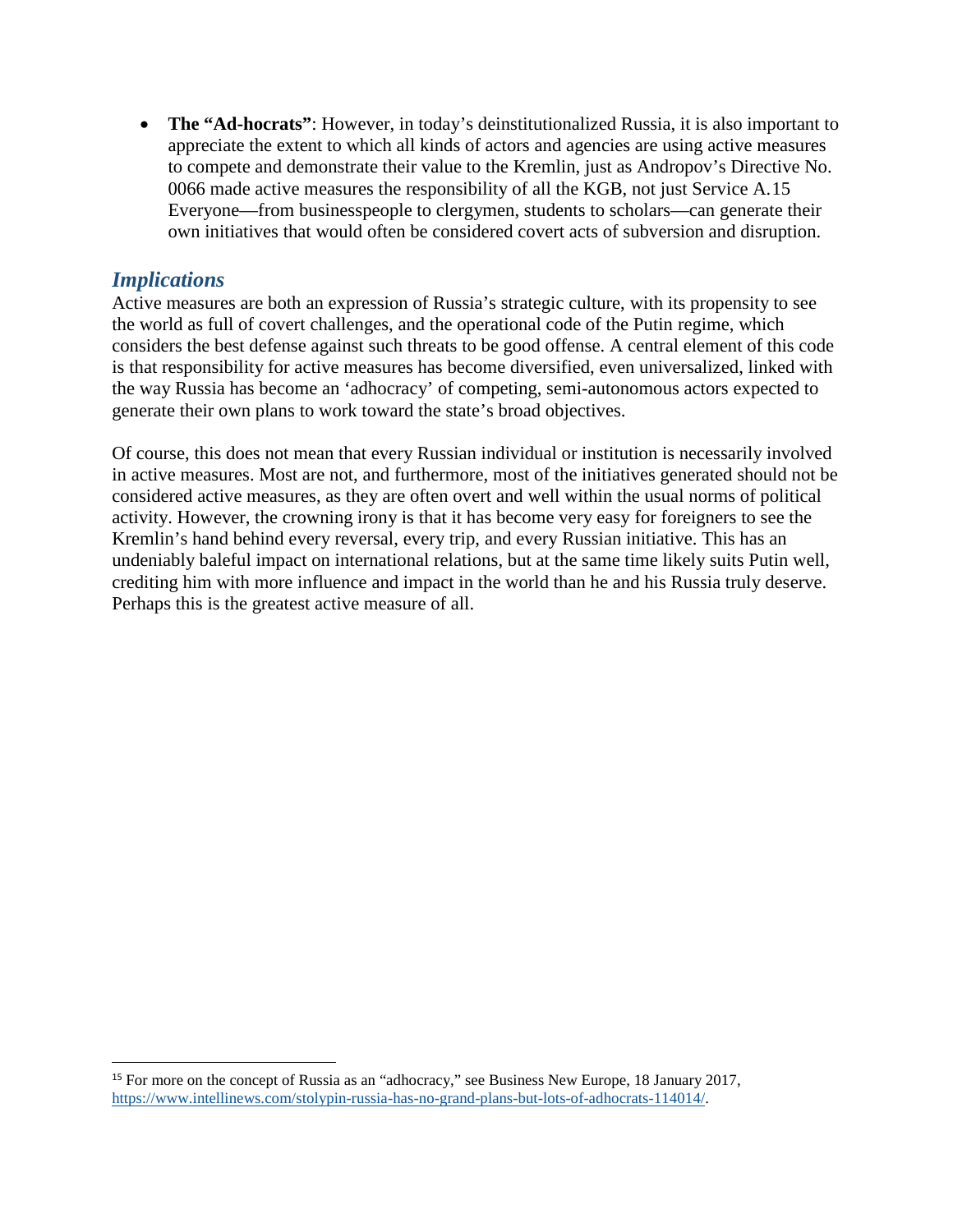- **The "Ad-hocrats"**: However, in today's deinstitutionalized Russia, it is also important to appreciate the extent to which all kinds of actors and agencies are using active measures to compete and demonstrate their value to the Kremlin, just as Andropov's Directive No. 0066 made active measures the responsibility of all the KGB, not just Service A.[15] Everyone—from businesspeople to clergymen, students to scholars—can generate their own initiatives that would often be considered covert acts of subversion and disruption.

## *Implications*

Active measures are both an expression of Russia's strategic culture, with its propensity to see the world as full of covert challenges, and the operational code of the Putin regime, which considers the best defense against such threats to be good offense. A central element of this code is that responsibility for active measures has become diversified, even universalized, linked with the way Russia has become an 'adhocracy' of competing, semi-autonomous actors expected to generate their own plans to work toward the state's broad objectives.

Of course, this does not mean that every Russian individual or institution is necessarily involved in active measures. Most are not, and furthermore, most of the initiatives generated should not be considered active measures, as they are often overt and well within the usual norms of political activity. However, the crowning irony is that it has become very easy for foreigners to see the Kremlin's hand behind every reversal, every trip, and every Russian initiative. This has an undeniably baleful impact on international relations, but at the same time likely suits Putin well, crediting him with more influence and impact in the world than he and his Russia truly deserve. Perhaps this is the greatest active measure of all.

---

[15] For more on the concept of Russia as an "adhocracy," see Business New Europe, 18 January 2017, https://www.intellinews.com/stolypin-russia-has-no-grand-plans-but-lots-of-adhocrats-114014/.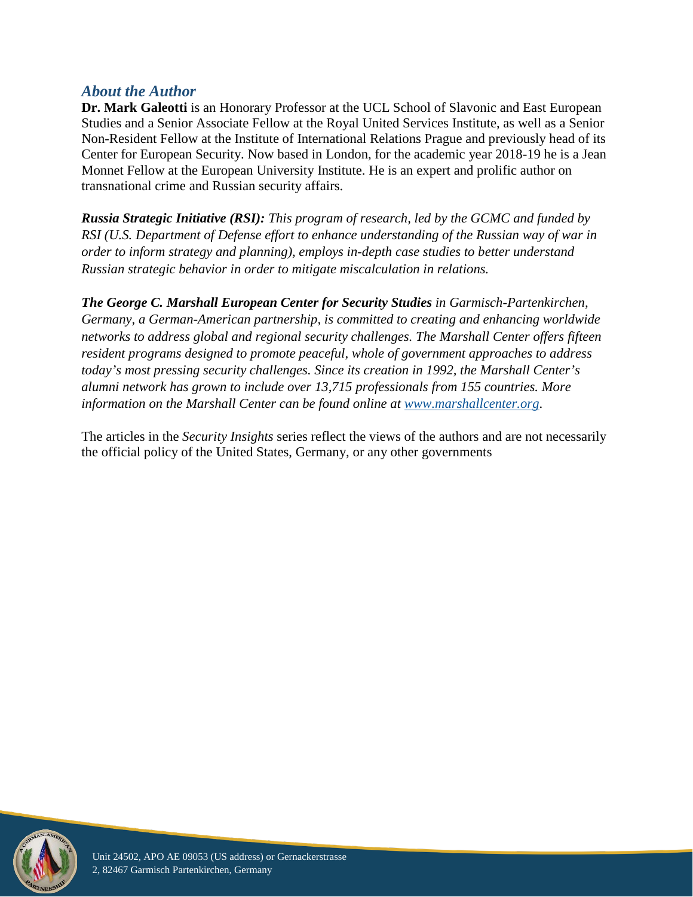## *About the Author*

**Dr. Mark Galeotti** is an Honorary Professor at the UCL School of Slavonic and East European Studies and a Senior Associate Fellow at the Royal United Services Institute, as well as a Senior Non-Resident Fellow at the Institute of International Relations Prague and previously head of its Center for European Security. Now based in London, for the academic year 2018-19 he is a Jean Monnet Fellow at the European University Institute. He is an expert and prolific author on transnational crime and Russian security affairs.

***Russia Strategic Initiative (RSI):*** *This program of research, led by the GCMC and funded by RSI (U.S. Department of Defense effort to enhance understanding of the Russian way of war in order to inform strategy and planning), employs in-depth case studies to better understand Russian strategic behavior in order to mitigate miscalculation in relations.*

***The George C. Marshall European Center for Security Studies*** *in Garmisch-Partenkirchen, Germany, a German-American partnership, is committed to creating and enhancing worldwide networks to address global and regional security challenges. The Marshall Center offers fifteen resident programs designed to promote peaceful, whole of government approaches to address today's most pressing security challenges. Since its creation in 1992, the Marshall Center's alumni network has grown to include over 13,715 professionals from 155 countries. More information on the Marshall Center can be found online at [www.marshallcenter.org](http://www.marshallcenter.org).*

The articles in the *Security Insights* series reflect the views of the authors and are not necessarily the official policy of the United States, Germany, or any other governments

Unit 24502, APO AE 09053 (US address) or Gernackerstrasse 2, 82467 Garmisch Partenkirchen, Germany